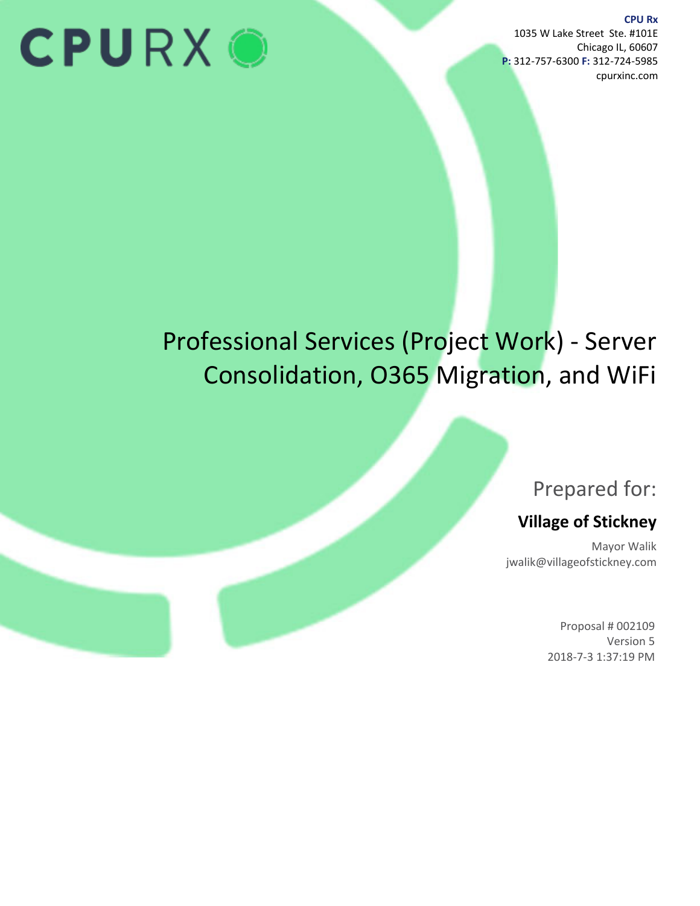CPURX

**CPU Rx**
1035 W Lake Street Ste. #101E
Chicago IL, 60607
**P:** 312-757-6300 **F:** 312-724-5985
cpurxinc.com

# Professional Services (Project Work) - Server Consolidation, O365 Migration, and WiFi

Prepared for:

**Village of Stickney**

Mayor Walik
jwalik@villageofstickney.com

Proposal # 002109
Version 5
2018-7-3 1:37:19 PM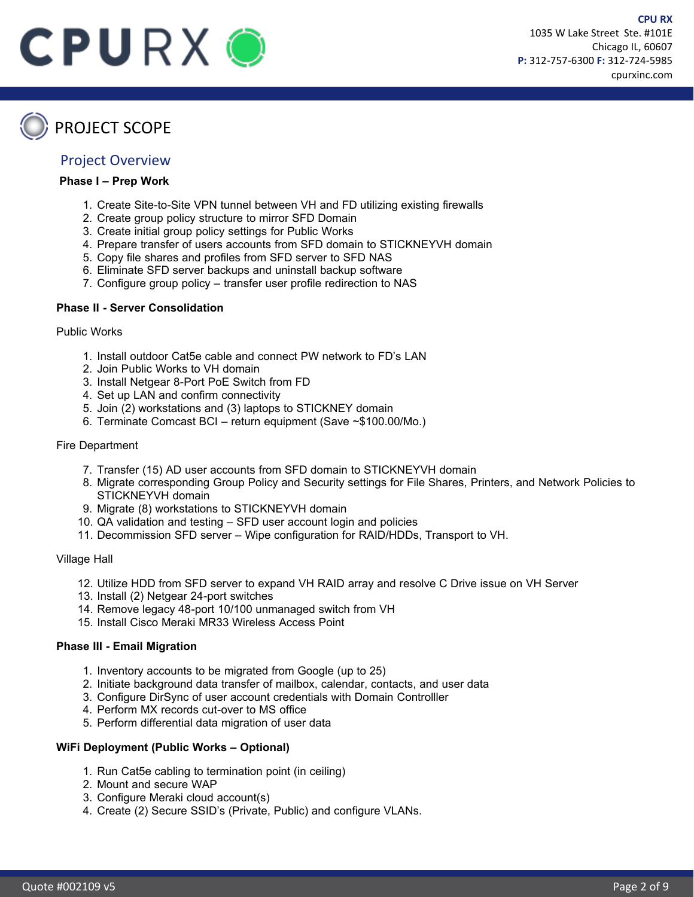# PROJECT SCOPE

## Project Overview

**Phase I – Prep Work**

1. Create Site-to-Site VPN tunnel between VH and FD utilizing existing firewalls
2. Create group policy structure to mirror SFD Domain
3. Create initial group policy settings for Public Works
4. Prepare transfer of users accounts from SFD domain to STICKNEYVH domain
5. Copy file shares and profiles from SFD server to SFD NAS
6. Eliminate SFD server backups and uninstall backup software
7. Configure group policy – transfer user profile redirection to NAS

**Phase II - Server Consolidation**

Public Works

1. Install outdoor Cat5e cable and connect PW network to FD's LAN
2. Join Public Works to VH domain
3. Install Netgear 8-Port PoE Switch from FD
4. Set up LAN and confirm connectivity
5. Join (2) workstations and (3) laptops to STICKNEY domain
6. Terminate Comcast BCI – return equipment (Save ~$100.00/Mo.)

Fire Department

7. Transfer (15) AD user accounts from SFD domain to STICKNEYVH domain
8. Migrate corresponding Group Policy and Security settings for File Shares, Printers, and Network Policies to STICKNEYVH domain
9. Migrate (8) workstations to STICKNEYVH domain
10. QA validation and testing – SFD user account login and policies
11. Decommission SFD server – Wipe configuration for RAID/HDDs, Transport to VH.

Village Hall

12. Utilize HDD from SFD server to expand VH RAID array and resolve C Drive issue on VH Server
13. Install (2) Netgear 24-port switches
14. Remove legacy 48-port 10/100 unmanaged switch from VH
15. Install Cisco Meraki MR33 Wireless Access Point

**Phase III - Email Migration**

1. Inventory accounts to be migrated from Google (up to 25)
2. Initiate background data transfer of mailbox, calendar, contacts, and user data
3. Configure DirSync of user account credentials with Domain Controlller
4. Perform MX records cut-over to MS office
5. Perform differential data migration of user data

**WiFi Deployment (Public Works – Optional)**

1. Run Cat5e cabling to termination point (in ceiling)
2. Mount and secure WAP
3. Configure Meraki cloud account(s)
4. Create (2) Secure SSID's (Private, Public) and configure VLANs.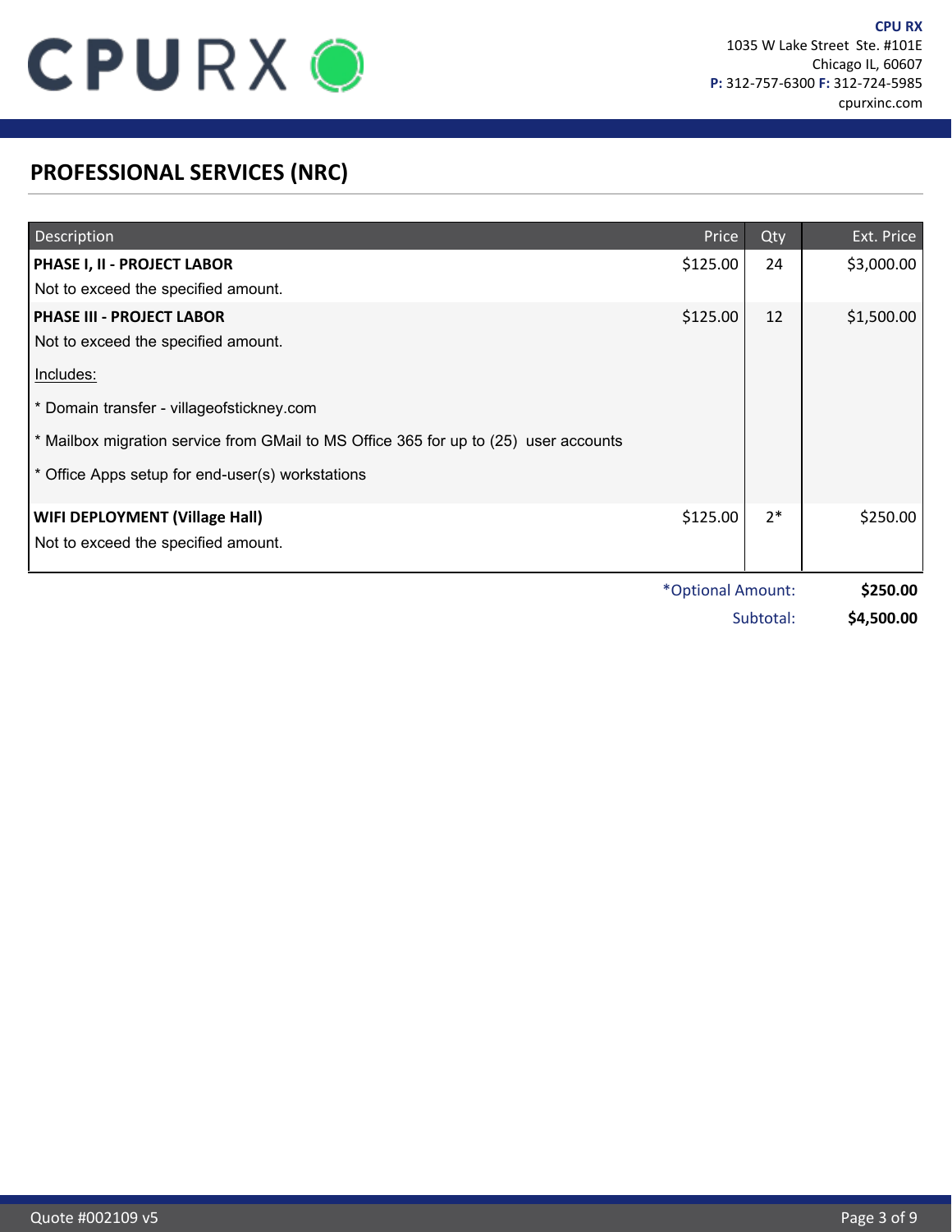CPU RX
1035 W Lake Street Ste. #101E
Chicago IL, 60607
**P:** 312-757-6300 **F:** 312-724-5985
cpurxinc.com

## PROFESSIONAL SERVICES (NRC)

| Description | Price | Qty | Ext. Price |
|---|---|---|---|
| **PHASE I, II - PROJECT LABOR**<br>Not to exceed the specified amount. | $125.00 | 24 | $3,000.00 |
| **PHASE III - PROJECT LABOR**<br>Not to exceed the specified amount.<br>Includes:<br>* Domain transfer - villageofstickney.com<br>* Mailbox migration service from GMail to MS Office 365 for up to (25) user accounts<br>* Office Apps setup for end-user(s) workstations | $125.00 | 12 | $1,500.00 |
| **WIFI DEPLOYMENT (Village Hall)**<br>Not to exceed the specified amount. | $125.00 | 2* | $250.00 |

*Optional Amount: **$250.00**

Subtotal: **$4,500.00**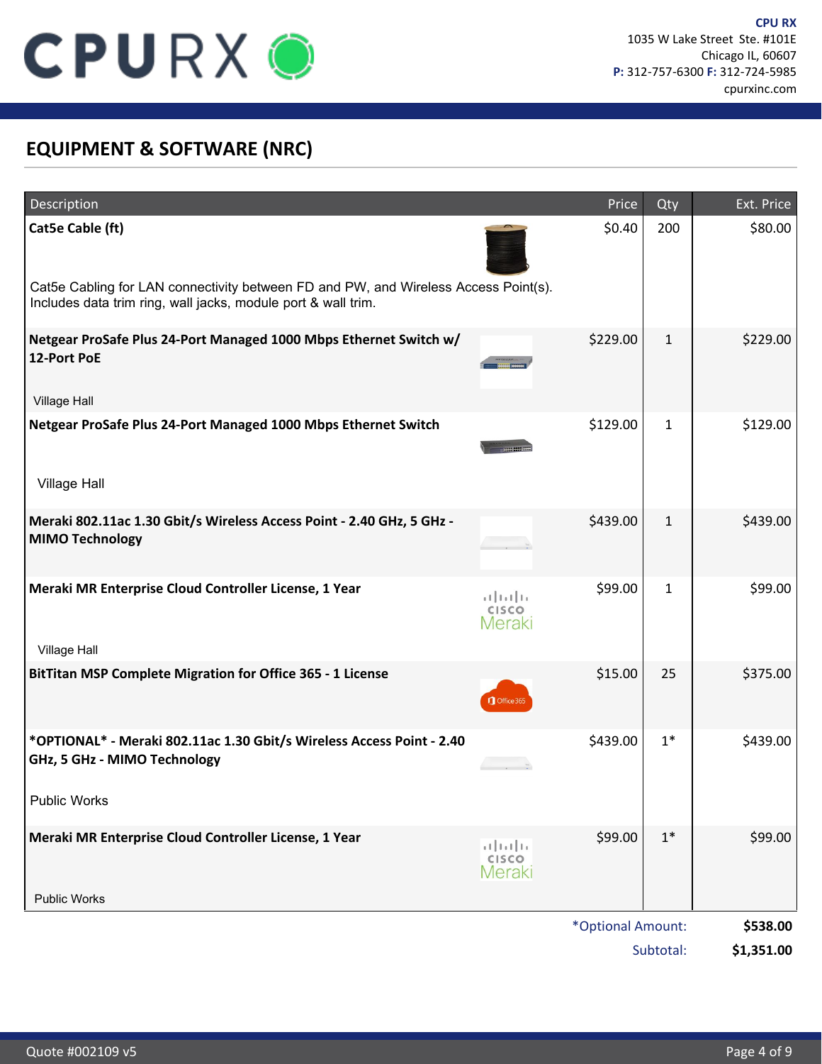CPU RX
1035 W Lake Street Ste. #101E
Chicago IL, 60607
**P:** 312-757-6300 **F:** 312-724-5985
cpurxinc.com

## EQUIPMENT & SOFTWARE (NRC)

| Description | Price | Qty | Ext. Price |
|---|---|---|---|
| **Cat5e Cable (ft)**<br>Cat5e Cabling for LAN connectivity between FD and PW, and Wireless Access Point(s). Includes data trim ring, wall jacks, module port & wall trim. | $0.40 | 200 | $80.00 |
| **Netgear ProSafe Plus 24-Port Managed 1000 Mbps Ethernet Switch w/ 12-Port PoE**<br>Village Hall | $229.00 | 1 | $229.00 |
| **Netgear ProSafe Plus 24-Port Managed 1000 Mbps Ethernet Switch**<br>Village Hall | $129.00 | 1 | $129.00 |
| **Meraki 802.11ac 1.30 Gbit/s Wireless Access Point - 2.40 GHz, 5 GHz - MIMO Technology** | $439.00 | 1 | $439.00 |
| **Meraki MR Enterprise Cloud Controller License, 1 Year**<br>Village Hall | $99.00 | 1 | $99.00 |
| **BitTitan MSP Complete Migration for Office 365 - 1 License** | $15.00 | 25 | $375.00 |
| ***OPTIONAL* - Meraki 802.11ac 1.30 Gbit/s Wireless Access Point - 2.40 GHz, 5 GHz - MIMO Technology**<br>Public Works | $439.00 | 1* | $439.00 |
| **Meraki MR Enterprise Cloud Controller License, 1 Year**<br>Public Works | $99.00 | 1* | $99.00 |

*Optional Amount: **$538.00**

Subtotal: **$1,351.00**

Quote #002109 v5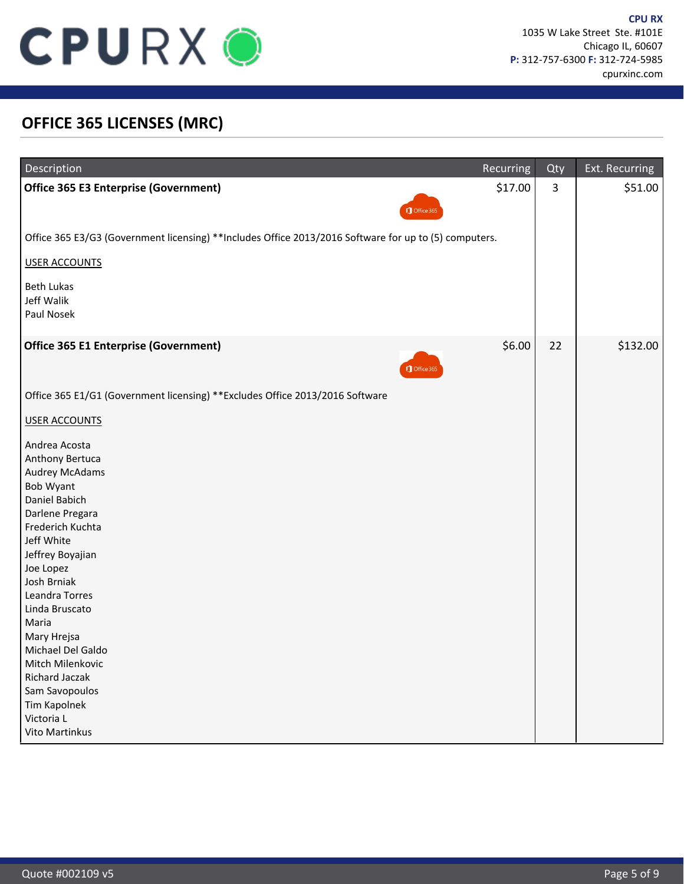**CPU RX**
1035 W Lake Street Ste. #101E
Chicago IL, 60607
**P:** 312-757-6300 **F:** 312-724-5985
cpurxinc.com

## OFFICE 365 LICENSES (MRC)

| Description | Recurring | Qty | Ext. Recurring |
|---|---|---|---|
| **Office 365 E3 Enterprise (Government)**<br><br>Office 365 E3/G3 (Government licensing) **Includes Office 2013/2016 Software for up to (5) computers.<br><br>USER ACCOUNTS<br><br>Beth Lukas<br>Jeff Walik<br>Paul Nosek | $17.00 | 3 | $51.00 |
| **Office 365 E1 Enterprise (Government)**<br><br>Office 365 E1/G1 (Government licensing) **Excludes Office 2013/2016 Software<br><br>USER ACCOUNTS<br><br>Andrea Acosta<br>Anthony Bertuca<br>Audrey McAdams<br>Bob Wyant<br>Daniel Babich<br>Darlene Pregara<br>Frederich Kuchta<br>Jeff White<br>Jeffrey Boyajian<br>Joe Lopez<br>Josh Brniak<br>Leandra Torres<br>Linda Bruscato<br>Maria<br>Mary Hrejsa<br>Michael Del Galdo<br>Mitch Milenkovic<br>Richard Jaczak<br>Sam Savopoulos<br>Tim Kapolnek<br>Victoria L<br>Vito Martinkus | $6.00 | 22 | $132.00 |

Quote #002109 v5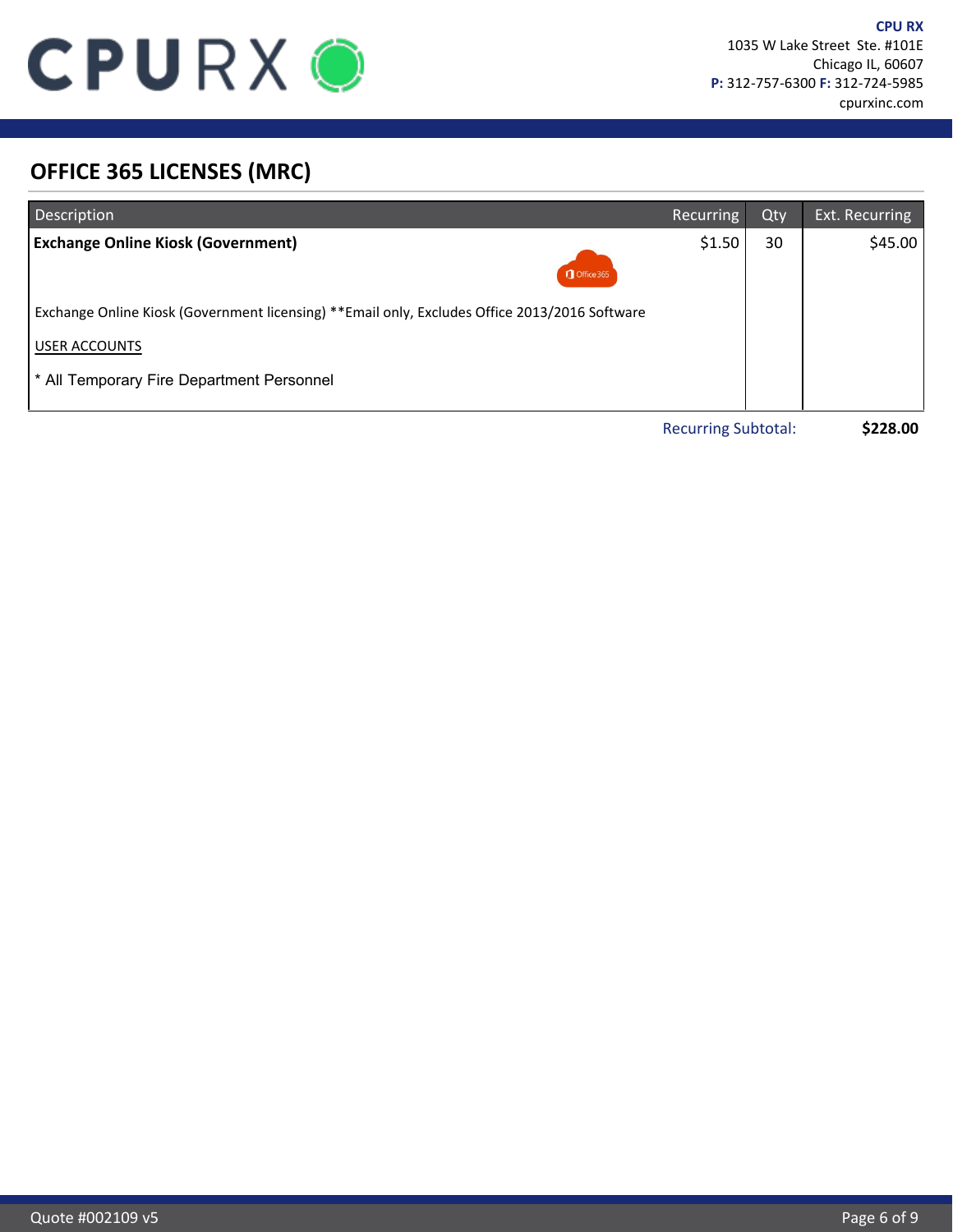# OFFICE 365 LICENSES (MRC)

| Description | Recurring | Qty | Ext. Recurring |
|---|---|---|---|
| **Exchange Online Kiosk (Government)**<br><br>Exchange Online Kiosk (Government licensing) **Email only, Excludes Office 2013/2016 Software<br><br>USER ACCOUNTS<br><br>* All Temporary Fire Department Personnel | $1.50 | 30 | $45.00 |

Recurring Subtotal: **$228.00**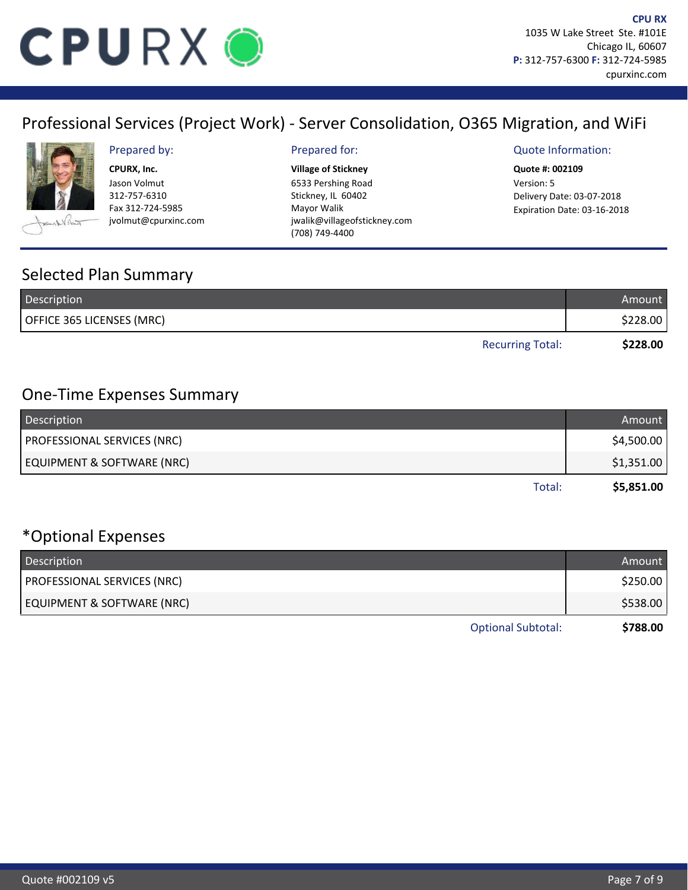**CPU RX**
1035 W Lake Street Ste. #101E
Chicago IL, 60607
**P:** 312-757-6300 **F:** 312-724-5985
cpurxinc.com

# Professional Services (Project Work) - Server Consolidation, O365 Migration, and WiFi

**Prepared by:**

**CPURX, Inc.**
Jason Volmut
312-757-6310
Fax 312-724-5985
jvolmut@cpurxinc.com

**Prepared for:**

**Village of Stickney**
6533 Pershing Road
Stickney, IL 60402
Mayor Walik
jwalik@villageofstickney.com
(708) 749-4400

**Quote Information:**

**Quote #: 002109**
Version: 5
Delivery Date: 03-07-2018
Expiration Date: 03-16-2018

## Selected Plan Summary

| Description | Amount |
| --- | --- |
| OFFICE 365 LICENSES (MRC) | $228.00 |
| Recurring Total: | **$228.00** |

## One-Time Expenses Summary

| Description | Amount |
| --- | --- |
| PROFESSIONAL SERVICES (NRC) | $4,500.00 |
| EQUIPMENT & SOFTWARE (NRC) | $1,351.00 |
| Total: | **$5,851.00** |

## *Optional Expenses

| Description | Amount |
| --- | --- |
| PROFESSIONAL SERVICES (NRC) | $250.00 |
| EQUIPMENT & SOFTWARE (NRC) | $538.00 |
| Optional Subtotal: | **$788.00** |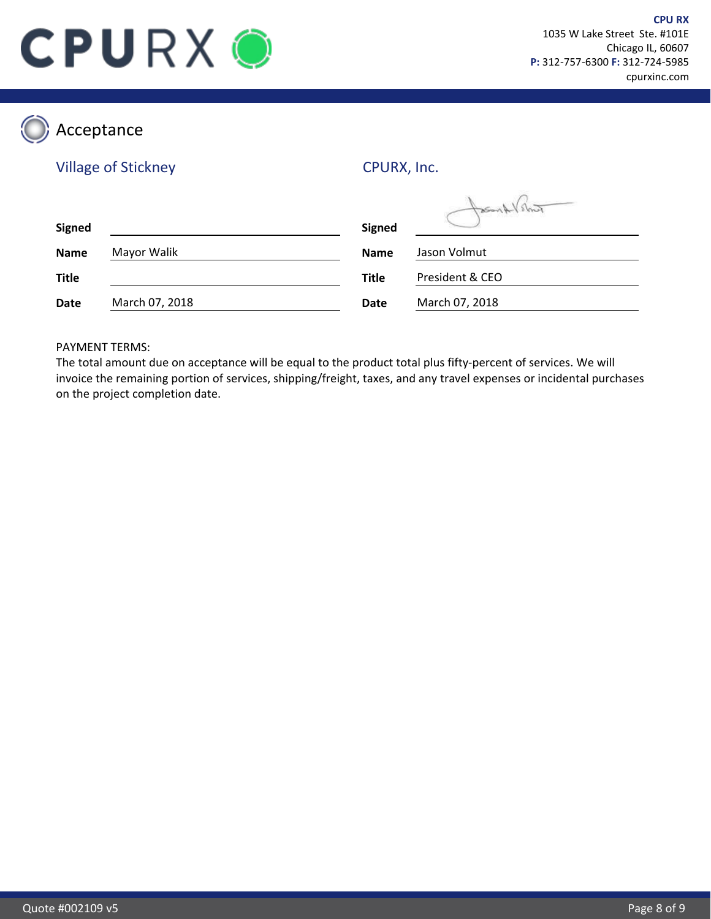## Acceptance

| Village of Stickney | | CPURX, Inc. | |
|---|---|---|---|
| **Signed** | | **Signed** | |
| **Name** | Mayor Walik | **Name** | Jason Volmut |
| **Title** | | **Title** | President & CEO |
| **Date** | March 07, 2018 | **Date** | March 07, 2018 |

PAYMENT TERMS:
The total amount due on acceptance will be equal to the product total plus fifty-percent of services. We will invoice the remaining portion of services, shipping/freight, taxes, and any travel expenses or incidental purchases on the project completion date.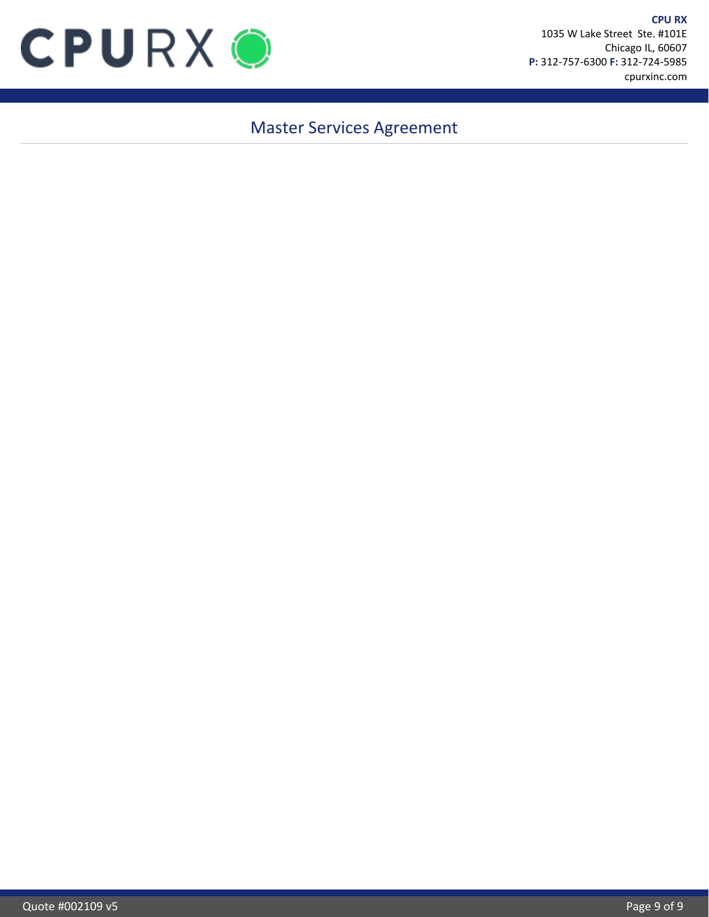## Master Services Agreement